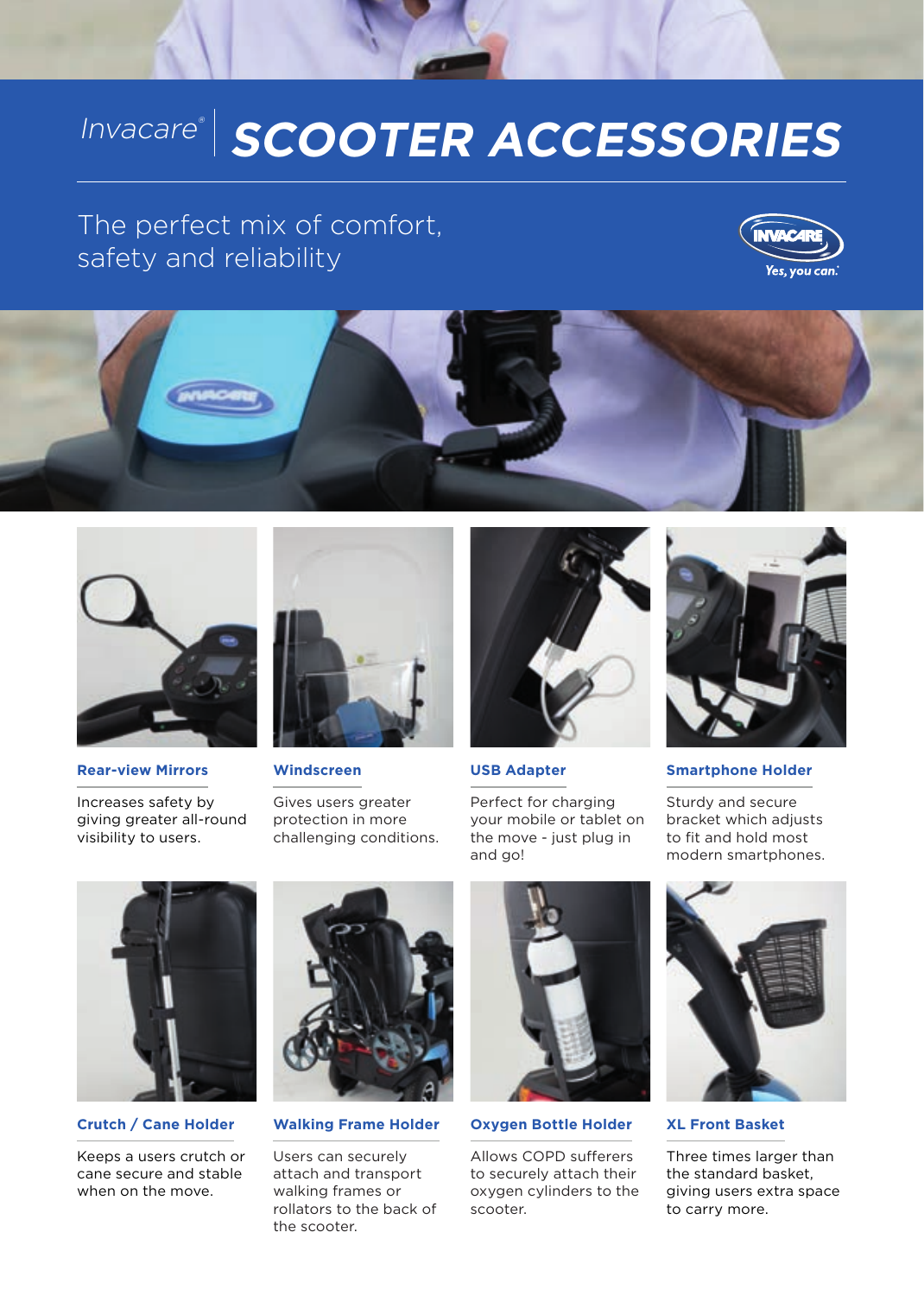# Invacare® SCOOTER ACCESSORIES

The perfect mix of comfort, safety and reliability

Yes, you can.

### Rear-view Mirrors

Increases safety by giving greater all-round visibility to users.

### Windscreen

Gives users greater protection in more challenging conditions.

### USB Adapter

Perfect for charging your mobile or tablet on the move - just plug in and go!

### Smartphone Holder

Sturdy and secure bracket which adjusts to fit and hold most modern smartphones.

### Crutch / Cane Holder

Keeps a users crutch or cane secure and stable when on the move.

### Walking Frame Holder

Users can securely attach and transport walking frames or rollators to the back of the scooter.

### Oxygen Bottle Holder

Allows COPD sufferers to securely attach their oxygen cylinders to the scooter.

### XL Front Basket

Three times larger than the standard basket, giving users extra space to carry more.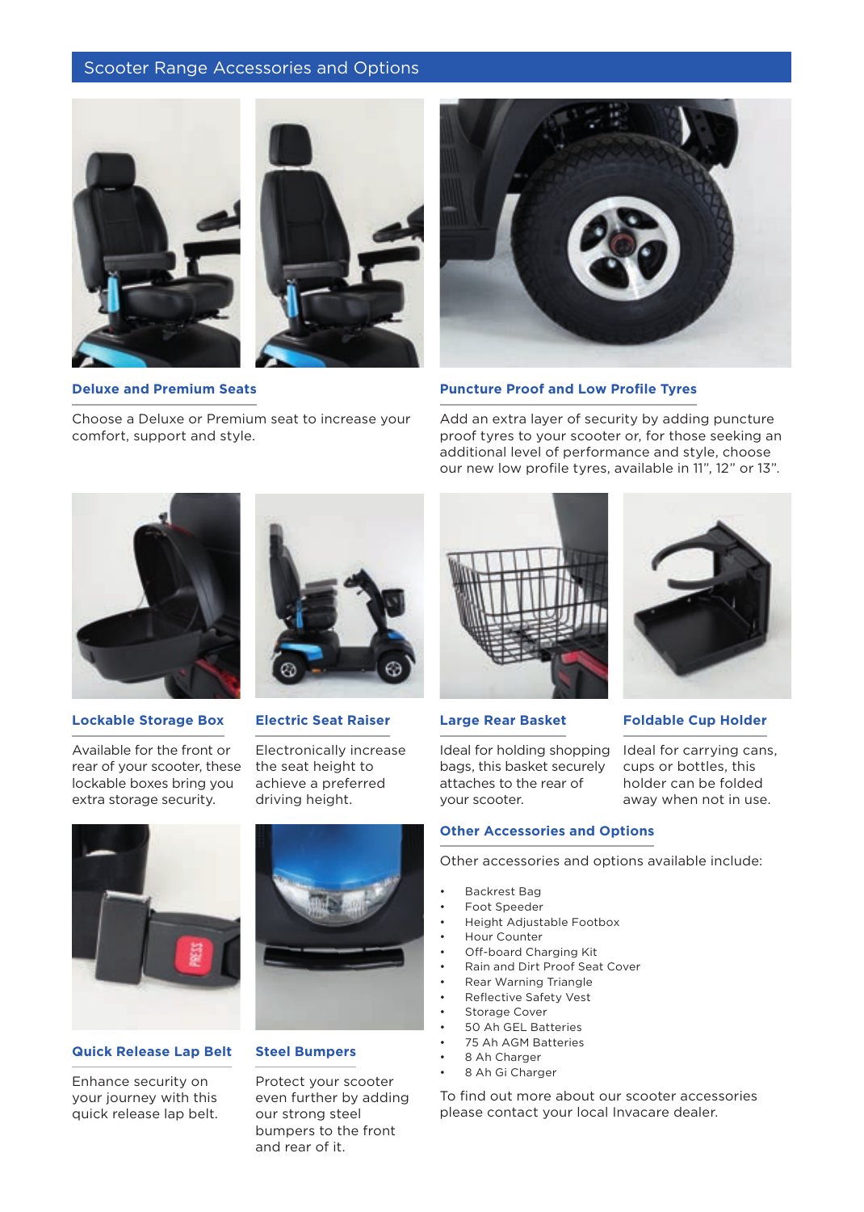## Scooter Range Accessories and Options

### Deluxe and Premium Seats

Choose a Deluxe or Premium seat to increase your comfort, support and style.

### Puncture Proof and Low Profile Tyres

Add an extra layer of security by adding puncture proof tyres to your scooter or, for those seeking an additional level of performance and style, choose our new low profile tyres, available in 11", 12" or 13".

### Lockable Storage Box

Available for the front or rear of your scooter, these lockable boxes bring you extra storage security.

### Electric Seat Raiser

Electronically increase the seat height to achieve a preferred driving height.

### Large Rear Basket

Ideal for holding shopping bags, this basket securely attaches to the rear of your scooter.

### Foldable Cup Holder

Ideal for carrying cans, cups or bottles, this holder can be folded away when not in use.

### Quick Release Lap Belt

Enhance security on your journey with this quick release lap belt.

### Steel Bumpers

Protect your scooter even further by adding our strong steel bumpers to the front and rear of it.

### Other Accessories and Options

Other accessories and options available include:

- Backrest Bag
- Foot Speeder
- Height Adjustable Footbox
- Hour Counter
- Off-board Charging Kit
- Rain and Dirt Proof Seat Cover
- Rear Warning Triangle
- Reflective Safety Vest
- Storage Cover
- 50 Ah GEL Batteries
- 75 Ah AGM Batteries
- 8 Ah Charger
- 8 Ah Gi Charger

To find out more about our scooter accessories please contact your local Invacare dealer.